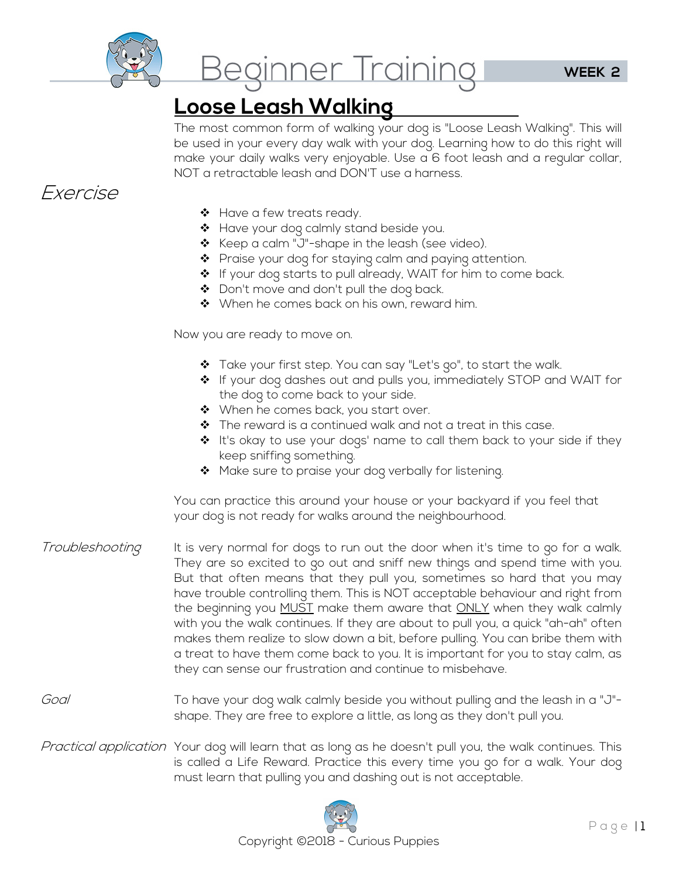# Beginner Training

WEEK 2

## Loose Leash Walking

The most common form of walking your dog is "Loose Leash Walking". This will be used in your every day walk with your dog. Learning how to do this right will make your daily walks very enjoyable. Use a 6 foot leash and a regular collar, NOT a retractable leash and DON'T use a harness.

### *Exercise*

- Have a few treats ready.
- Have your dog calmly stand beside you.
- Keep a calm "J"-shape in the leash (see video).
- Praise your dog for staying calm and paying attention.
- If your dog starts to pull already, WAIT for him to come back.
- Don't move and don't pull the dog back.
- When he comes back on his own, reward him.

Now you are ready to move on.

- Take your first step. You can say "Let's go", to start the walk.
- If your dog dashes out and pulls you, immediately STOP and WAIT for the dog to come back to your side.
- When he comes back, you start over.
- The reward is a continued walk and not a treat in this case.
- It's okay to use your dogs' name to call them back to your side if they keep sniffing something.
- Make sure to praise your dog verbally for listening.

You can practice this around your house or your backyard if you feel that your dog is not ready for walks around the neighbourhood.

*Troubleshooting*

It is very normal for dogs to run out the door when it's time to go for a walk. They are so excited to go out and sniff new things and spend time with you. But that often means that they pull you, sometimes so hard that you may have trouble controlling them. This is NOT acceptable behaviour and right from the beginning you <u>MUST</u> make them aware that <u>ONLY</u> when they walk calmly with you the walk continues. If they are about to pull you, a quick "ah-ah" often makes them realize to slow down a bit, before pulling. You can bribe them with a treat to have them come back to you. It is important for you to stay calm, as they can sense our frustration and continue to misbehave.

*Goal*

To have your dog walk calmly beside you without pulling and the leash in a "J"-shape. They are free to explore a little, as long as they don't pull you.

*Practical application*

Your dog will learn that as long as he doesn't pull you, the walk continues. This is called a Life Reward. Practice this every time you go for a walk. Your dog must learn that pulling you and dashing out is not acceptable.

Copyright ©2018 - Curious Puppies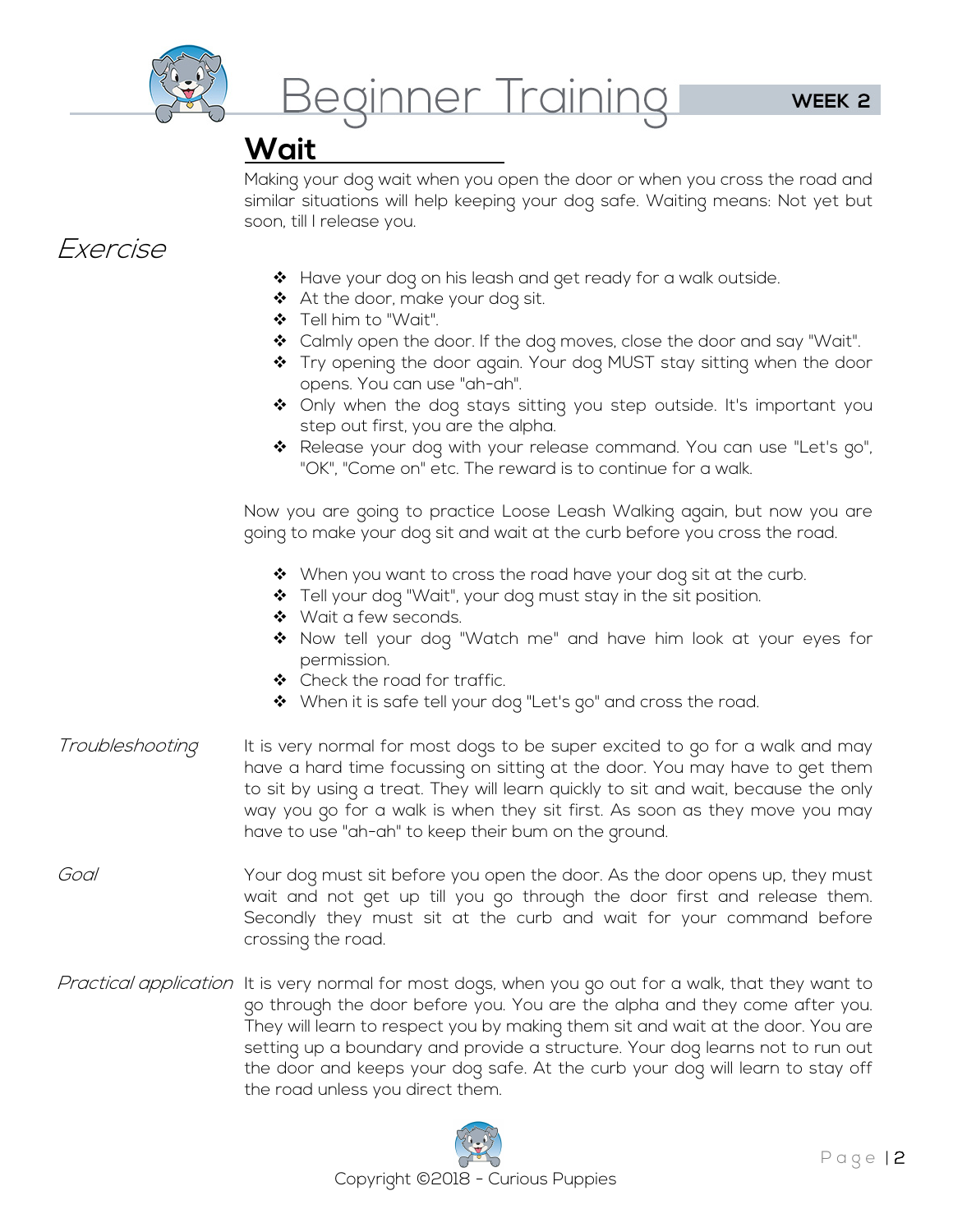# Beginner Training

**WEEK 2**

## Wait

Making your dog wait when you open the door or when you cross the road and similar situations will help keeping your dog safe. Waiting means: Not yet but soon, till I release you.

### *Exercise*

- Have your dog on his leash and get ready for a walk outside.
- At the door, make your dog sit.
- Tell him to "Wait".
- Calmly open the door. If the dog moves, close the door and say "Wait".
- Try opening the door again. Your dog MUST stay sitting when the door opens. You can use "ah-ah".
- Only when the dog stays sitting you step outside. It's important you step out first, you are the alpha.
- Release your dog with your release command. You can use "Let's go", "OK", "Come on" etc. The reward is to continue for a walk.

Now you are going to practice Loose Leash Walking again, but now you are going to make your dog sit and wait at the curb before you cross the road.

- When you want to cross the road have your dog sit at the curb.
- Tell your dog "Wait", your dog must stay in the sit position.
- Wait a few seconds.
- Now tell your dog "Watch me" and have him look at your eyes for permission.
- Check the road for traffic.
- When it is safe tell your dog "Let's go" and cross the road.

*Troubleshooting*

It is very normal for most dogs to be super excited to go for a walk and may have a hard time focussing on sitting at the door. You may have to get them to sit by using a treat. They will learn quickly to sit and wait, because the only way you go for a walk is when they sit first. As soon as they move you may have to use "ah-ah" to keep their bum on the ground.

*Goal*

Your dog must sit before you open the door. As the door opens up, they must wait and not get up till you go through the door first and release them. Secondly they must sit at the curb and wait for your command before crossing the road.

*Practical application*

It is very normal for most dogs, when you go out for a walk, that they want to go through the door before you. You are the alpha and they come after you. They will learn to respect you by making them sit and wait at the door. You are setting up a boundary and provide a structure. Your dog learns not to run out the door and keeps your dog safe. At the curb your dog will learn to stay off the road unless you direct them.

Copyright ©2018 - Curious Puppies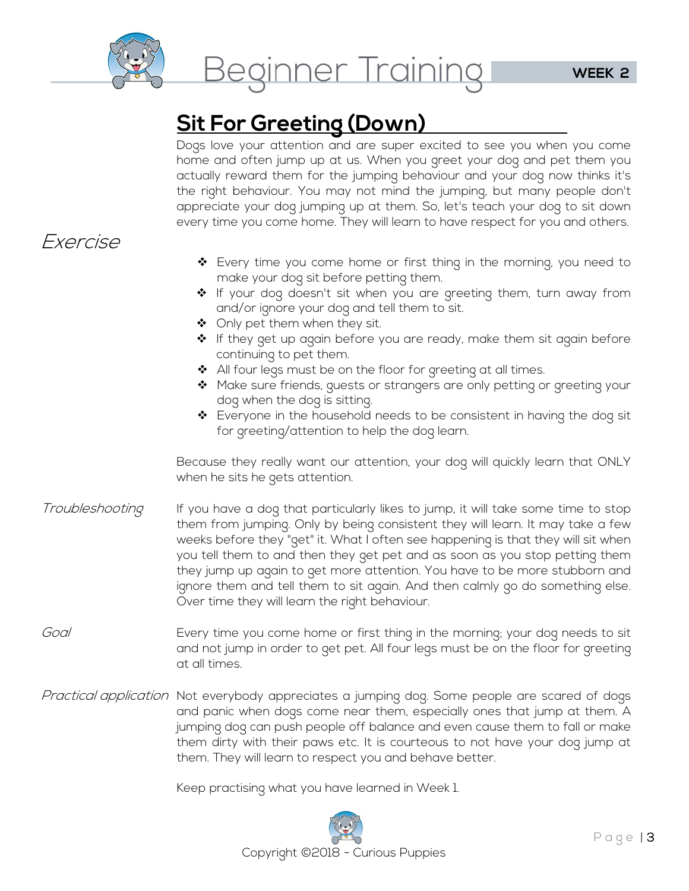# Beginner Training

**WEEK 2**

## Sit For Greeting (Down)

Dogs love your attention and are super excited to see you when you come home and often jump up at us. When you greet your dog and pet them you actually reward them for the jumping behaviour and your dog now thinks it's the right behaviour. You may not mind the jumping, but many people don't appreciate your dog jumping up at them. So, let's teach your dog to sit down every time you come home. They will learn to have respect for you and others.

### *Exercise*

- Every time you come home or first thing in the morning, you need to make your dog sit before petting them.
- If your dog doesn't sit when you are greeting them, turn away from and/or ignore your dog and tell them to sit.
- Only pet them when they sit.
- If they get up again before you are ready, make them sit again before continuing to pet them.
- All four legs must be on the floor for greeting at all times.
- Make sure friends, guests or strangers are only petting or greeting your dog when the dog is sitting.
- Everyone in the household needs to be consistent in having the dog sit for greeting/attention to help the dog learn.

Because they really want our attention, your dog will quickly learn that ONLY when he sits he gets attention.

*Troubleshooting*

If you have a dog that particularly likes to jump, it will take some time to stop them from jumping. Only by being consistent they will learn. It may take a few weeks before they "get" it. What I often see happening is that they will sit when you tell them to and then they get pet and as soon as you stop petting them they jump up again to get more attention. You have to be more stubborn and ignore them and tell them to sit again. And then calmly go do something else. Over time they will learn the right behaviour.

*Goal*

Every time you come home or first thing in the morning; your dog needs to sit and not jump in order to get pet. All four legs must be on the floor for greeting at all times.

*Practical application*

Not everybody appreciates a jumping dog. Some people are scared of dogs and panic when dogs come near them, especially ones that jump at them. A jumping dog can push people off balance and even cause them to fall or make them dirty with their paws etc. It is courteous to not have your dog jump at them. They will learn to respect you and behave better.

Keep practising what you have learned in Week 1.

Copyright ©2018 - Curious Puppies